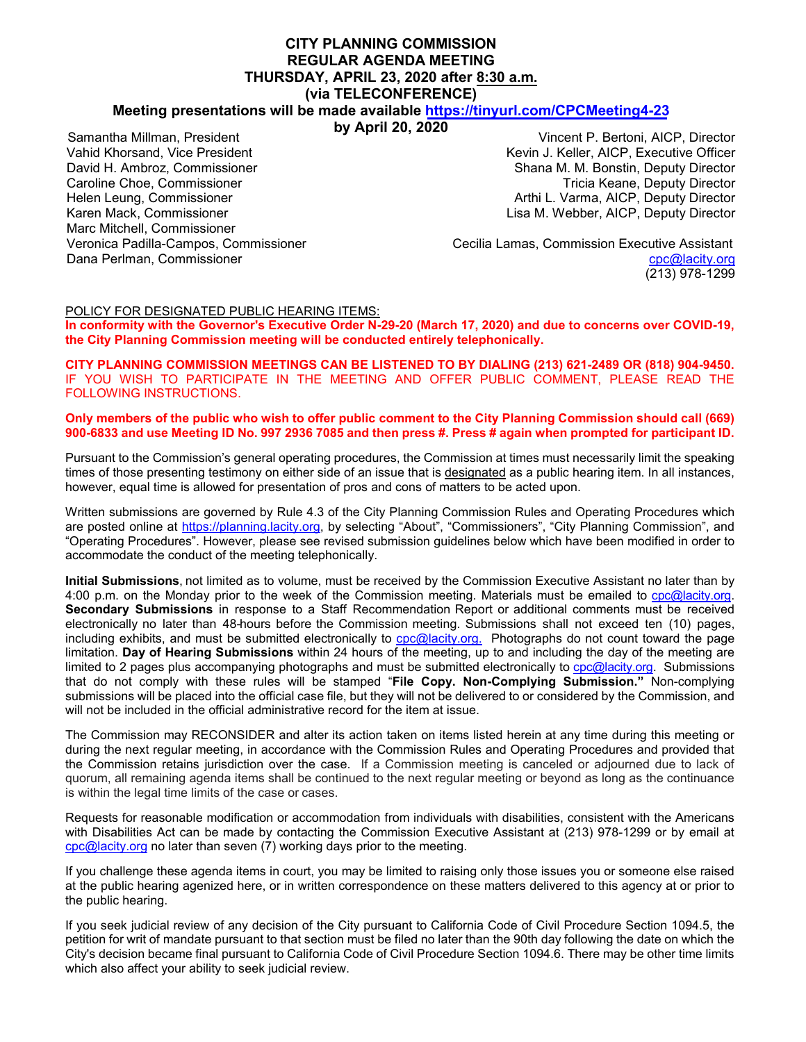# CITY PLANNING COMMISSION
# REGULAR AGENDA MEETING
# THURSDAY, APRIL 23, 2020 after 8:30 a.m.
# (via TELECONFERENCE)

**Meeting presentations will be made available https://tinyurl.com/CPCMeeting4-23 by April 20, 2020**

Samantha Millman, President
Vahid Khorsand, Vice President
David H. Ambroz, Commissioner
Caroline Choe, Commissioner
Helen Leung, Commissioner
Karen Mack, Commissioner
Marc Mitchell, Commissioner
Veronica Padilla-Campos, Commissioner
Dana Perlman, Commissioner

Vincent P. Bertoni, AICP, Director
Kevin J. Keller, AICP, Executive Officer
Shana M. M. Bonstin, Deputy Director
Tricia Keane, Deputy Director
Arthi L. Varma, AICP, Deputy Director
Lisa M. Webber, AICP, Deputy Director

Cecilia Lamas, Commission Executive Assistant
cpc@lacity.org
(213) 978-1299

POLICY FOR DESIGNATED PUBLIC HEARING ITEMS:

**In conformity with the Governor's Executive Order N-29-20 (March 17, 2020) and due to concerns over COVID-19, the City Planning Commission meeting will be conducted entirely telephonically.**

**CITY PLANNING COMMISSION MEETINGS CAN BE LISTENED TO BY DIALING (213) 621-2489 OR (818) 904-9450.** IF YOU WISH TO PARTICIPATE IN THE MEETING AND OFFER PUBLIC COMMENT, PLEASE READ THE FOLLOWING INSTRUCTIONS.

**Only members of the public who wish to offer public comment to the City Planning Commission should call (669) 900-6833 and use Meeting ID No. 997 2936 7085 and then press #. Press # again when prompted for participant ID.**

Pursuant to the Commission's general operating procedures, the Commission at times must necessarily limit the speaking times of those presenting testimony on either side of an issue that is designated as a public hearing item. In all instances, however, equal time is allowed for presentation of pros and cons of matters to be acted upon.

Written submissions are governed by Rule 4.3 of the City Planning Commission Rules and Operating Procedures which are posted online at https://planning.lacity.org, by selecting "About", "Commissioners", "City Planning Commission", and "Operating Procedures". However, please see revised submission guidelines below which have been modified in order to accommodate the conduct of the meeting telephonically.

**Initial Submissions**, not limited as to volume, must be received by the Commission Executive Assistant no later than by 4:00 p.m. on the Monday prior to the week of the Commission meeting. Materials must be emailed to cpc@lacity.org. **Secondary Submissions** in response to a Staff Recommendation Report or additional comments must be received electronically no later than 48-hours before the Commission meeting. Submissions shall not exceed ten (10) pages, including exhibits, and must be submitted electronically to cpc@lacity.org. Photographs do not count toward the page limitation. **Day of Hearing Submissions** within 24 hours of the meeting, up to and including the day of the meeting are limited to 2 pages plus accompanying photographs and must be submitted electronically to cpc@lacity.org. Submissions that do not comply with these rules will be stamped "**File Copy. Non-Complying Submission.**" Non-complying submissions will be placed into the official case file, but they will not be delivered to or considered by the Commission, and will not be included in the official administrative record for the item at issue.

The Commission may RECONSIDER and alter its action taken on items listed herein at any time during this meeting or during the next regular meeting, in accordance with the Commission Rules and Operating Procedures and provided that the Commission retains jurisdiction over the case. If a Commission meeting is canceled or adjourned due to lack of quorum, all remaining agenda items shall be continued to the next regular meeting or beyond as long as the continuance is within the legal time limits of the case or cases.

Requests for reasonable modification or accommodation from individuals with disabilities, consistent with the Americans with Disabilities Act can be made by contacting the Commission Executive Assistant at (213) 978-1299 or by email at cpc@lacity.org no later than seven (7) working days prior to the meeting.

If you challenge these agenda items in court, you may be limited to raising only those issues you or someone else raised at the public hearing agenized here, or in written correspondence on these matters delivered to this agency at or prior to the public hearing.

If you seek judicial review of any decision of the City pursuant to California Code of Civil Procedure Section 1094.5, the petition for writ of mandate pursuant to that section must be filed no later than the 90th day following the date on which the City's decision became final pursuant to California Code of Civil Procedure Section 1094.6. There may be other time limits which also affect your ability to seek judicial review.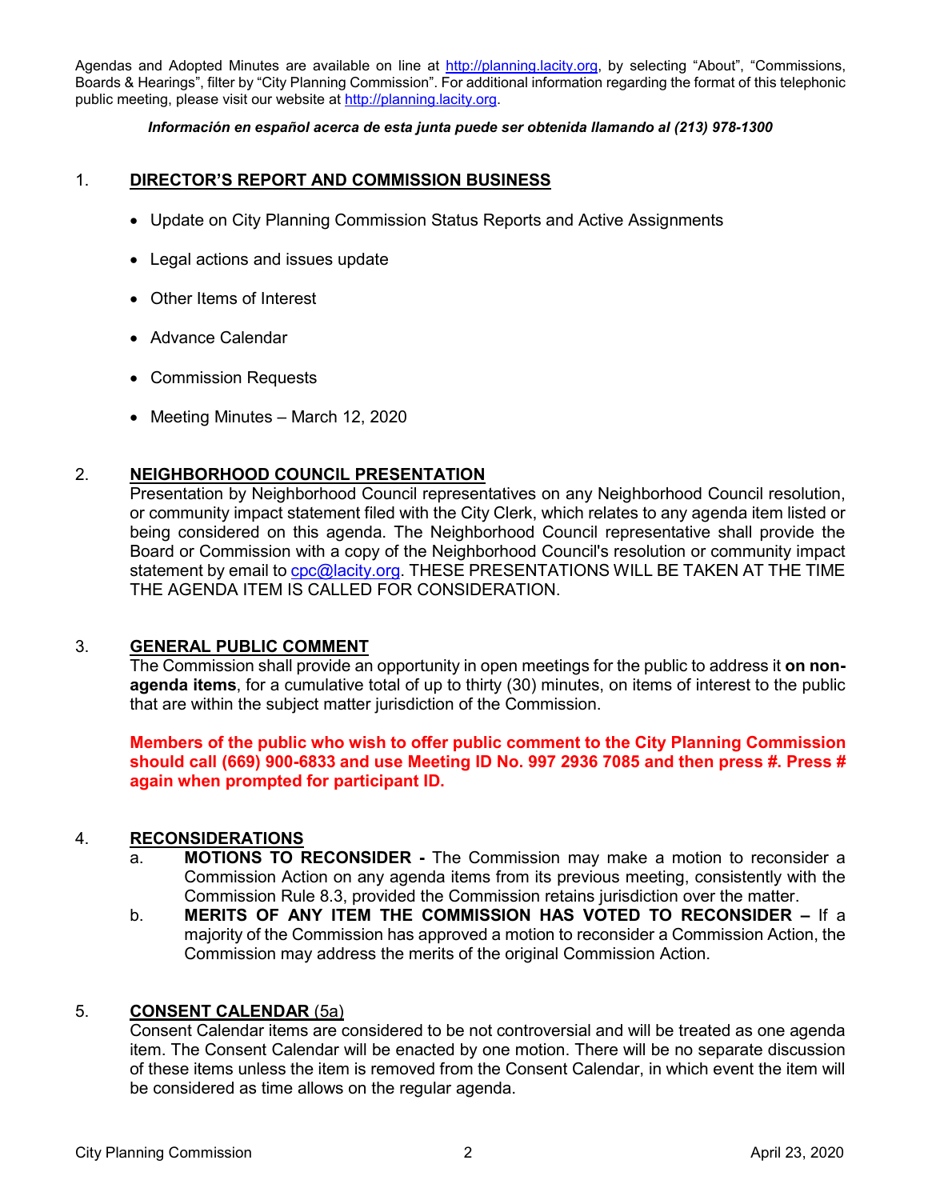Agendas and Adopted Minutes are available on line at http://planning.lacity.org, by selecting "About", "Commissions, Boards & Hearings", filter by "City Planning Commission". For additional information regarding the format of this telephonic public meeting, please visit our website at http://planning.lacity.org.

***Información en español acerca de esta junta puede ser obtenida llamando al (213) 978-1300***

## 1. DIRECTOR'S REPORT AND COMMISSION BUSINESS

- Update on City Planning Commission Status Reports and Active Assignments
- Legal actions and issues update
- Other Items of Interest
- Advance Calendar
- Commission Requests
- Meeting Minutes – March 12, 2020

## 2. NEIGHBORHOOD COUNCIL PRESENTATION

Presentation by Neighborhood Council representatives on any Neighborhood Council resolution, or community impact statement filed with the City Clerk, which relates to any agenda item listed or being considered on this agenda. The Neighborhood Council representative shall provide the Board or Commission with a copy of the Neighborhood Council's resolution or community impact statement by email to cpc@lacity.org. THESE PRESENTATIONS WILL BE TAKEN AT THE TIME THE AGENDA ITEM IS CALLED FOR CONSIDERATION.

## 3. GENERAL PUBLIC COMMENT

The Commission shall provide an opportunity in open meetings for the public to address it **on non-agenda items**, for a cumulative total of up to thirty (30) minutes, on items of interest to the public that are within the subject matter jurisdiction of the Commission.

**Members of the public who wish to offer public comment to the City Planning Commission should call (669) 900-6833 and use Meeting ID No. 997 2936 7085 and then press #. Press # again when prompted for participant ID.**

## 4. RECONSIDERATIONS

a. **MOTIONS TO RECONSIDER -** The Commission may make a motion to reconsider a Commission Action on any agenda items from its previous meeting, consistently with the Commission Rule 8.3, provided the Commission retains jurisdiction over the matter.

b. **MERITS OF ANY ITEM THE COMMISSION HAS VOTED TO RECONSIDER –** If a majority of the Commission has approved a motion to reconsider a Commission Action, the Commission may address the merits of the original Commission Action.

## 5. CONSENT CALENDAR (5a)

Consent Calendar items are considered to be not controversial and will be treated as one agenda item. The Consent Calendar will be enacted by one motion. There will be no separate discussion of these items unless the item is removed from the Consent Calendar, in which event the item will be considered as time allows on the regular agenda.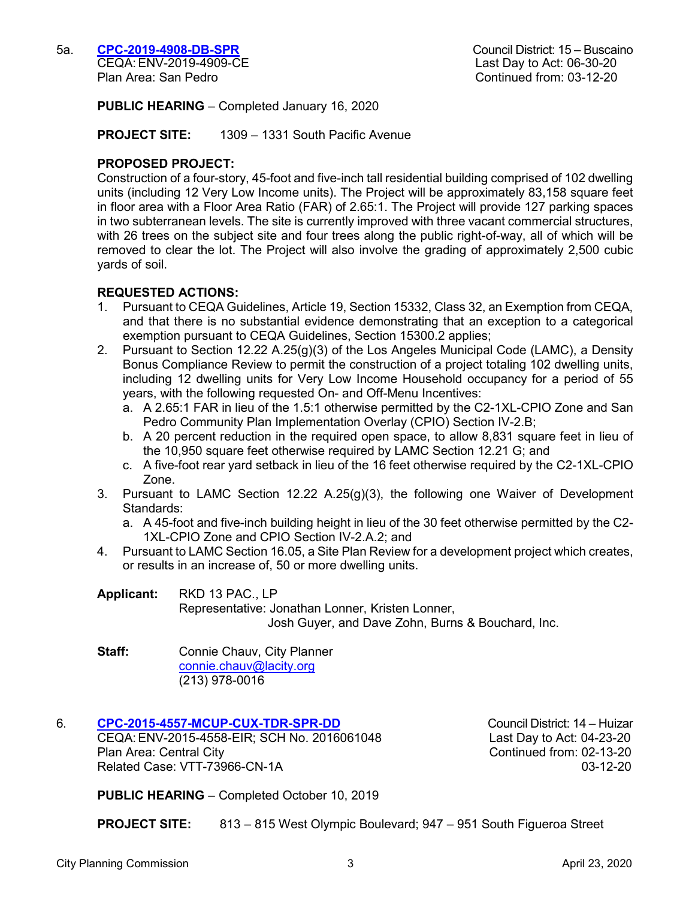5a. **[CPC-2019-4908-DB-SPR]**
CEQA: ENV-2019-4909-CE
Plan Area: San Pedro

Council District: 15 – Buscaino
Last Day to Act: 06-30-20
Continued from: 03-12-20

**PUBLIC HEARING** – Completed January 16, 2020

**PROJECT SITE:** 1309 – 1331 South Pacific Avenue

**PROPOSED PROJECT:**
Construction of a four-story, 45-foot and five-inch tall residential building comprised of 102 dwelling units (including 12 Very Low Income units). The Project will be approximately 83,158 square feet in floor area with a Floor Area Ratio (FAR) of 2.65:1. The Project will provide 127 parking spaces in two subterranean levels. The site is currently improved with three vacant commercial structures, with 26 trees on the subject site and four trees along the public right-of-way, all of which will be removed to clear the lot. The Project will also involve the grading of approximately 2,500 cubic yards of soil.

**REQUESTED ACTIONS:**

1. Pursuant to CEQA Guidelines, Article 19, Section 15332, Class 32, an Exemption from CEQA, and that there is no substantial evidence demonstrating that an exception to a categorical exemption pursuant to CEQA Guidelines, Section 15300.2 applies;
2. Pursuant to Section 12.22 A.25(g)(3) of the Los Angeles Municipal Code (LAMC), a Density Bonus Compliance Review to permit the construction of a project totaling 102 dwelling units, including 12 dwelling units for Very Low Income Household occupancy for a period of 55 years, with the following requested On- and Off-Menu Incentives:
   a. A 2.65:1 FAR in lieu of the 1.5:1 otherwise permitted by the C2-1XL-CPIO Zone and San Pedro Community Plan Implementation Overlay (CPIO) Section IV-2.B;
   b. A 20 percent reduction in the required open space, to allow 8,831 square feet in lieu of the 10,950 square feet otherwise required by LAMC Section 12.21 G; and
   c. A five-foot rear yard setback in lieu of the 16 feet otherwise required by the C2-1XL-CPIO Zone.
3. Pursuant to LAMC Section 12.22 A.25(g)(3), the following one Waiver of Development Standards:
   a. A 45-foot and five-inch building height in lieu of the 30 feet otherwise permitted by the C2-1XL-CPIO Zone and CPIO Section IV-2.A.2; and
4. Pursuant to LAMC Section 16.05, a Site Plan Review for a development project which creates, or results in an increase of, 50 or more dwelling units.

**Applicant:** RKD 13 PAC., LP
Representative: Jonathan Lonner, Kristen Lonner,
Josh Guyer, and Dave Zohn, Burns & Bouchard, Inc.

**Staff:** Connie Chauv, City Planner
connie.chauv@lacity.org
(213) 978-0016

6. **[CPC-2015-4557-MCUP-CUX-TDR-SPR-DD]**
CEQA: ENV-2015-4558-EIR; SCH No. 2016061048
Plan Area: Central City
Related Case: VTT-73966-CN-1A

Council District: 14 – Huizar
Last Day to Act: 04-23-20
Continued from: 02-13-20
03-12-20

**PUBLIC HEARING** – Completed October 10, 2019

**PROJECT SITE:** 813 – 815 West Olympic Boulevard; 947 – 951 South Figueroa Street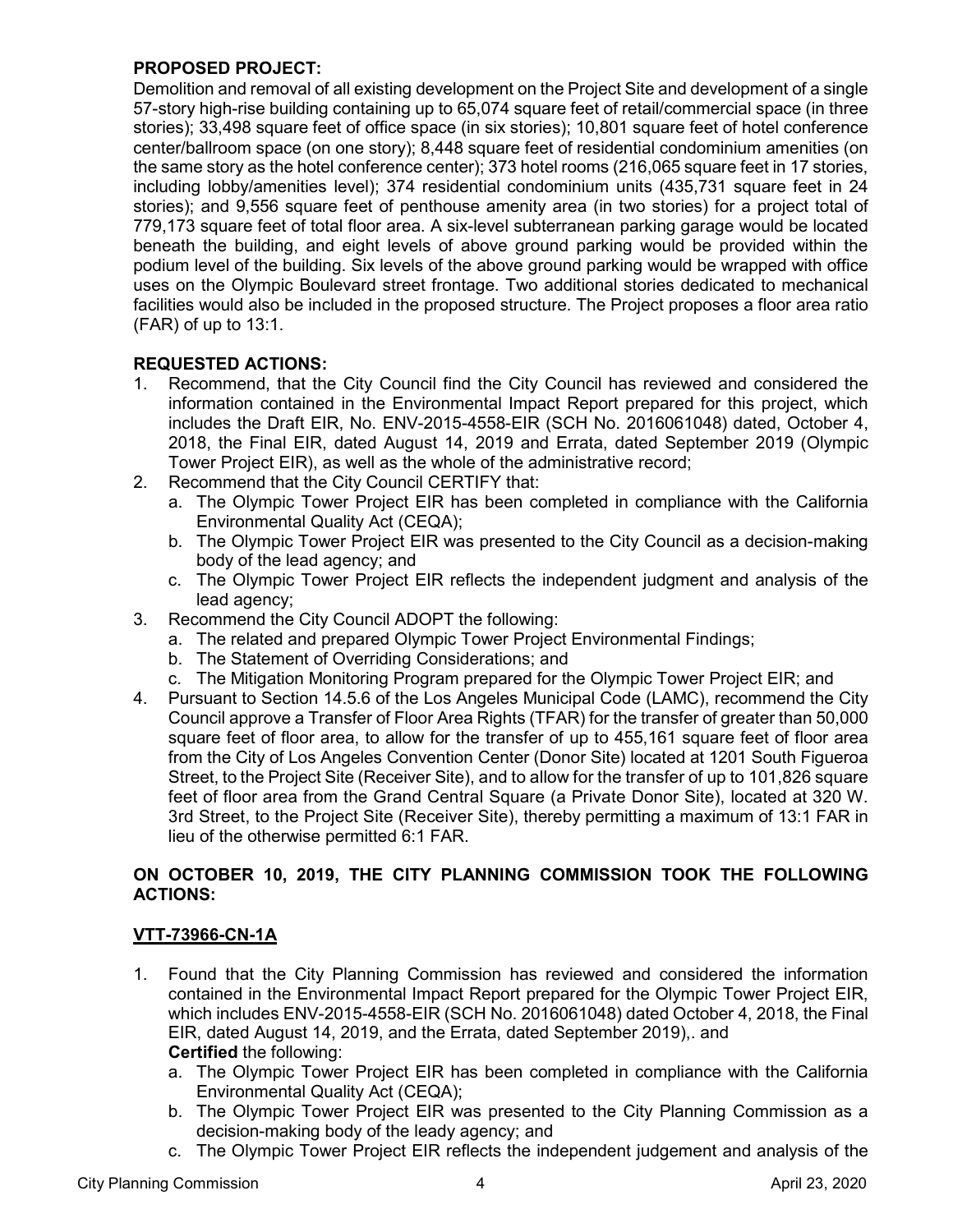**PROPOSED PROJECT:**
Demolition and removal of all existing development on the Project Site and development of a single 57-story high-rise building containing up to 65,074 square feet of retail/commercial space (in three stories); 33,498 square feet of office space (in six stories); 10,801 square feet of hotel conference center/ballroom space (on one story); 8,448 square feet of residential condominium amenities (on the same story as the hotel conference center); 373 hotel rooms (216,065 square feet in 17 stories, including lobby/amenities level); 374 residential condominium units (435,731 square feet in 24 stories); and 9,556 square feet of penthouse amenity area (in two stories) for a project total of 779,173 square feet of total floor area. A six-level subterranean parking garage would be located beneath the building, and eight levels of above ground parking would be provided within the podium level of the building. Six levels of the above ground parking would be wrapped with office uses on the Olympic Boulevard street frontage. Two additional stories dedicated to mechanical facilities would also be included in the proposed structure. The Project proposes a floor area ratio (FAR) of up to 13:1.

**REQUESTED ACTIONS:**

1. Recommend, that the City Council find the City Council has reviewed and considered the information contained in the Environmental Impact Report prepared for this project, which includes the Draft EIR, No. ENV-2015-4558-EIR (SCH No. 2016061048) dated, October 4, 2018, the Final EIR, dated August 14, 2019 and Errata, dated September 2019 (Olympic Tower Project EIR), as well as the whole of the administrative record;
2. Recommend that the City Council CERTIFY that:
   a. The Olympic Tower Project EIR has been completed in compliance with the California Environmental Quality Act (CEQA);
   b. The Olympic Tower Project EIR was presented to the City Council as a decision-making body of the lead agency; and
   c. The Olympic Tower Project EIR reflects the independent judgment and analysis of the lead agency;
3. Recommend the City Council ADOPT the following:
   a. The related and prepared Olympic Tower Project Environmental Findings;
   b. The Statement of Overriding Considerations; and
   c. The Mitigation Monitoring Program prepared for the Olympic Tower Project EIR; and
4. Pursuant to Section 14.5.6 of the Los Angeles Municipal Code (LAMC), recommend the City Council approve a Transfer of Floor Area Rights (TFAR) for the transfer of greater than 50,000 square feet of floor area, to allow for the transfer of up to 455,161 square feet of floor area from the City of Los Angeles Convention Center (Donor Site) located at 1201 South Figueroa Street, to the Project Site (Receiver Site), and to allow for the transfer of up to 101,826 square feet of floor area from the Grand Central Square (a Private Donor Site), located at 320 W. 3rd Street, to the Project Site (Receiver Site), thereby permitting a maximum of 13:1 FAR in lieu of the otherwise permitted 6:1 FAR.

**ON OCTOBER 10, 2019, THE CITY PLANNING COMMISSION TOOK THE FOLLOWING ACTIONS:**

**<u>VTT-73966-CN-1A</u>**

1. Found that the City Planning Commission has reviewed and considered the information contained in the Environmental Impact Report prepared for the Olympic Tower Project EIR, which includes ENV-2015-4558-EIR (SCH No. 2016061048) dated October 4, 2018, the Final EIR, dated August 14, 2019, and the Errata, dated September 2019),. and
   **Certified** the following:
   a. The Olympic Tower Project EIR has been completed in compliance with the California Environmental Quality Act (CEQA);
   b. The Olympic Tower Project EIR was presented to the City Planning Commission as a decision-making body of the leady agency; and
   c. The Olympic Tower Project EIR reflects the independent judgement and analysis of the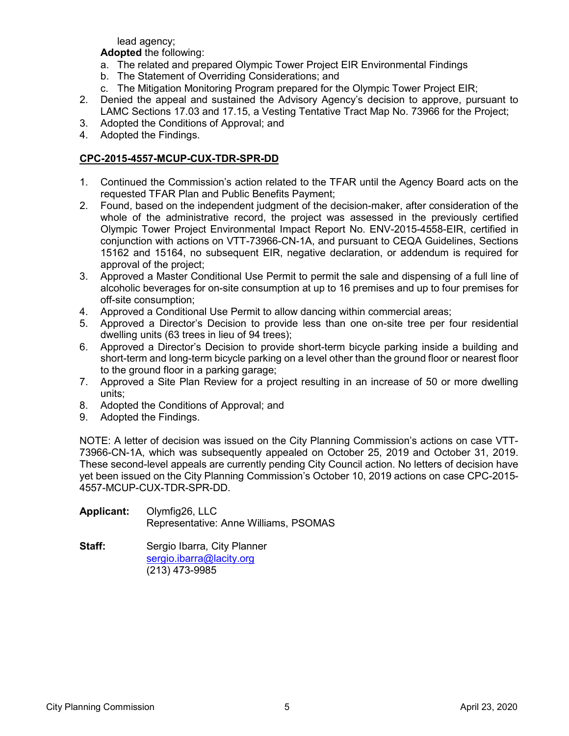lead agency;

**Adopted** the following:

a. The related and prepared Olympic Tower Project EIR Environmental Findings
b. The Statement of Overriding Considerations; and
c. The Mitigation Monitoring Program prepared for the Olympic Tower Project EIR;

2. Denied the appeal and sustained the Advisory Agency's decision to approve, pursuant to LAMC Sections 17.03 and 17.15, a Vesting Tentative Tract Map No. 73966 for the Project;
3. Adopted the Conditions of Approval; and
4. Adopted the Findings.

**CPC-2015-4557-MCUP-CUX-TDR-SPR-DD**

1. Continued the Commission's action related to the TFAR until the Agency Board acts on the requested TFAR Plan and Public Benefits Payment;
2. Found, based on the independent judgment of the decision-maker, after consideration of the whole of the administrative record, the project was assessed in the previously certified Olympic Tower Project Environmental Impact Report No. ENV-2015-4558-EIR, certified in conjunction with actions on VTT-73966-CN-1A, and pursuant to CEQA Guidelines, Sections 15162 and 15164, no subsequent EIR, negative declaration, or addendum is required for approval of the project;
3. Approved a Master Conditional Use Permit to permit the sale and dispensing of a full line of alcoholic beverages for on-site consumption at up to 16 premises and up to four premises for off-site consumption;
4. Approved a Conditional Use Permit to allow dancing within commercial areas;
5. Approved a Director's Decision to provide less than one on-site tree per four residential dwelling units (63 trees in lieu of 94 trees);
6. Approved a Director's Decision to provide short-term bicycle parking inside a building and short-term and long-term bicycle parking on a level other than the ground floor or nearest floor to the ground floor in a parking garage;
7. Approved a Site Plan Review for a project resulting in an increase of 50 or more dwelling units;
8. Adopted the Conditions of Approval; and
9. Adopted the Findings.

NOTE: A letter of decision was issued on the City Planning Commission's actions on case VTT-73966-CN-1A, which was subsequently appealed on October 25, 2019 and October 31, 2019. These second-level appeals are currently pending City Council action. No letters of decision have yet been issued on the City Planning Commission's October 10, 2019 actions on case CPC-2015-4557-MCUP-CUX-TDR-SPR-DD.

**Applicant:** Olymfig26, LLC
Representative: Anne Williams, PSOMAS

**Staff:** Sergio Ibarra, City Planner
sergio.ibarra@lacity.org
(213) 473-9985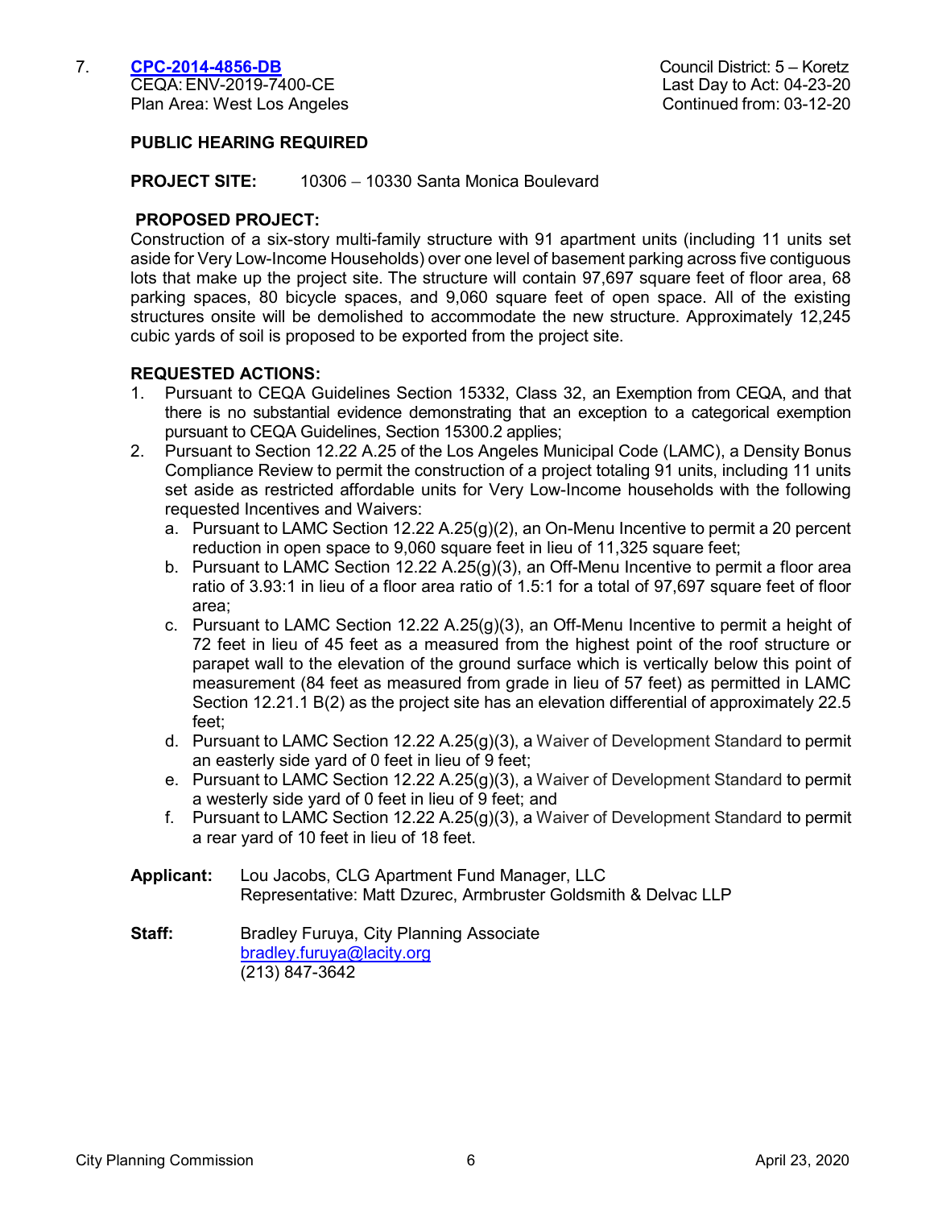7. **[CPC-2014-4856-DB](CPC-2014-4856-DB)**
CEQA: ENV-2019-7400-CE
Plan Area: West Los Angeles

Council District: 5 – Koretz
Last Day to Act: 04-23-20
Continued from: 03-12-20

**PUBLIC HEARING REQUIRED**

**PROJECT SITE:** 10306 – 10330 Santa Monica Boulevard

**PROPOSED PROJECT:**
Construction of a six-story multi-family structure with 91 apartment units (including 11 units set aside for Very Low-Income Households) over one level of basement parking across five contiguous lots that make up the project site. The structure will contain 97,697 square feet of floor area, 68 parking spaces, 80 bicycle spaces, and 9,060 square feet of open space. All of the existing structures onsite will be demolished to accommodate the new structure. Approximately 12,245 cubic yards of soil is proposed to be exported from the project site.

**REQUESTED ACTIONS:**

1. Pursuant to CEQA Guidelines Section 15332, Class 32, an Exemption from CEQA, and that there is no substantial evidence demonstrating that an exception to a categorical exemption pursuant to CEQA Guidelines, Section 15300.2 applies;
2. Pursuant to Section 12.22 A.25 of the Los Angeles Municipal Code (LAMC), a Density Bonus Compliance Review to permit the construction of a project totaling 91 units, including 11 units set aside as restricted affordable units for Very Low-Income households with the following requested Incentives and Waivers:
   a. Pursuant to LAMC Section 12.22 A.25(g)(2), an On-Menu Incentive to permit a 20 percent reduction in open space to 9,060 square feet in lieu of 11,325 square feet;
   b. Pursuant to LAMC Section 12.22 A.25(g)(3), an Off-Menu Incentive to permit a floor area ratio of 3.93:1 in lieu of a floor area ratio of 1.5:1 for a total of 97,697 square feet of floor area;
   c. Pursuant to LAMC Section 12.22 A.25(g)(3), an Off-Menu Incentive to permit a height of 72 feet in lieu of 45 feet as a measured from the highest point of the roof structure or parapet wall to the elevation of the ground surface which is vertically below this point of measurement (84 feet as measured from grade in lieu of 57 feet) as permitted in LAMC Section 12.21.1 B(2) as the project site has an elevation differential of approximately 22.5 feet;
   d. Pursuant to LAMC Section 12.22 A.25(g)(3), a Waiver of Development Standard to permit an easterly side yard of 0 feet in lieu of 9 feet;
   e. Pursuant to LAMC Section 12.22 A.25(g)(3), a Waiver of Development Standard to permit a westerly side yard of 0 feet in lieu of 9 feet; and
   f. Pursuant to LAMC Section 12.22 A.25(g)(3), a Waiver of Development Standard to permit a rear yard of 10 feet in lieu of 18 feet.

**Applicant:** Lou Jacobs, CLG Apartment Fund Manager, LLC
Representative: Matt Dzurec, Armbruster Goldsmith & Delvac LLP

**Staff:** Bradley Furuya, City Planning Associate
[bradley.furuya@lacity.org](mailto:bradley.furuya@lacity.org)
(213) 847-3642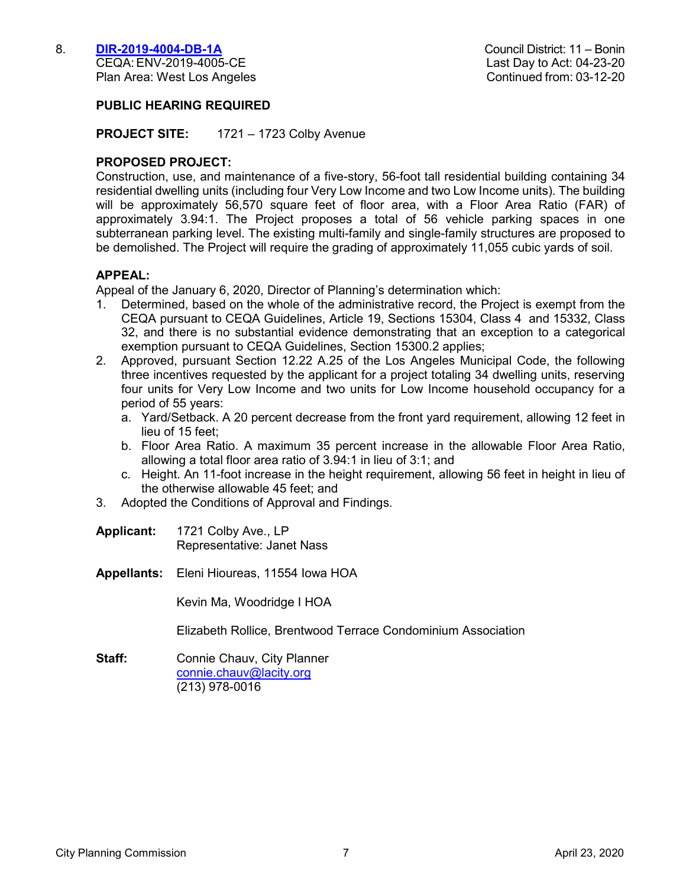8. **[DIR-2019-4004-DB-1A](DIR-2019-4004-DB-1A)**
CEQA: ENV-2019-4005-CE
Plan Area: West Los Angeles

Council District: 11 – Bonin
Last Day to Act: 04-23-20
Continued from: 03-12-20

**PUBLIC HEARING REQUIRED**

**PROJECT SITE:** 1721 – 1723 Colby Avenue

**PROPOSED PROJECT:**
Construction, use, and maintenance of a five-story, 56-foot tall residential building containing 34 residential dwelling units (including four Very Low Income and two Low Income units). The building will be approximately 56,570 square feet of floor area, with a Floor Area Ratio (FAR) of approximately 3.94:1. The Project proposes a total of 56 vehicle parking spaces in one subterranean parking level. The existing multi-family and single-family structures are proposed to be demolished. The Project will require the grading of approximately 11,055 cubic yards of soil.

**APPEAL:**
Appeal of the January 6, 2020, Director of Planning's determination which:

1. Determined, based on the whole of the administrative record, the Project is exempt from the CEQA pursuant to CEQA Guidelines, Article 19, Sections 15304, Class 4 and 15332, Class 32, and there is no substantial evidence demonstrating that an exception to a categorical exemption pursuant to CEQA Guidelines, Section 15300.2 applies;
2. Approved, pursuant Section 12.22 A.25 of the Los Angeles Municipal Code, the following three incentives requested by the applicant for a project totaling 34 dwelling units, reserving four units for Very Low Income and two units for Low Income household occupancy for a period of 55 years:
   a. Yard/Setback. A 20 percent decrease from the front yard requirement, allowing 12 feet in lieu of 15 feet;
   b. Floor Area Ratio. A maximum 35 percent increase in the allowable Floor Area Ratio, allowing a total floor area ratio of 3.94:1 in lieu of 3:1; and
   c. Height. An 11-foot increase in the height requirement, allowing 56 feet in height in lieu of the otherwise allowable 45 feet; and
3. Adopted the Conditions of Approval and Findings.

**Applicant:** 1721 Colby Ave., LP
Representative: Janet Nass

**Appellants:** Eleni Hioureas, 11554 Iowa HOA

Kevin Ma, Woodridge I HOA

Elizabeth Rollice, Brentwood Terrace Condominium Association

**Staff:** Connie Chauv, City Planner
[connie.chauv@lacity.org](mailto:connie.chauv@lacity.org)
(213) 978-0016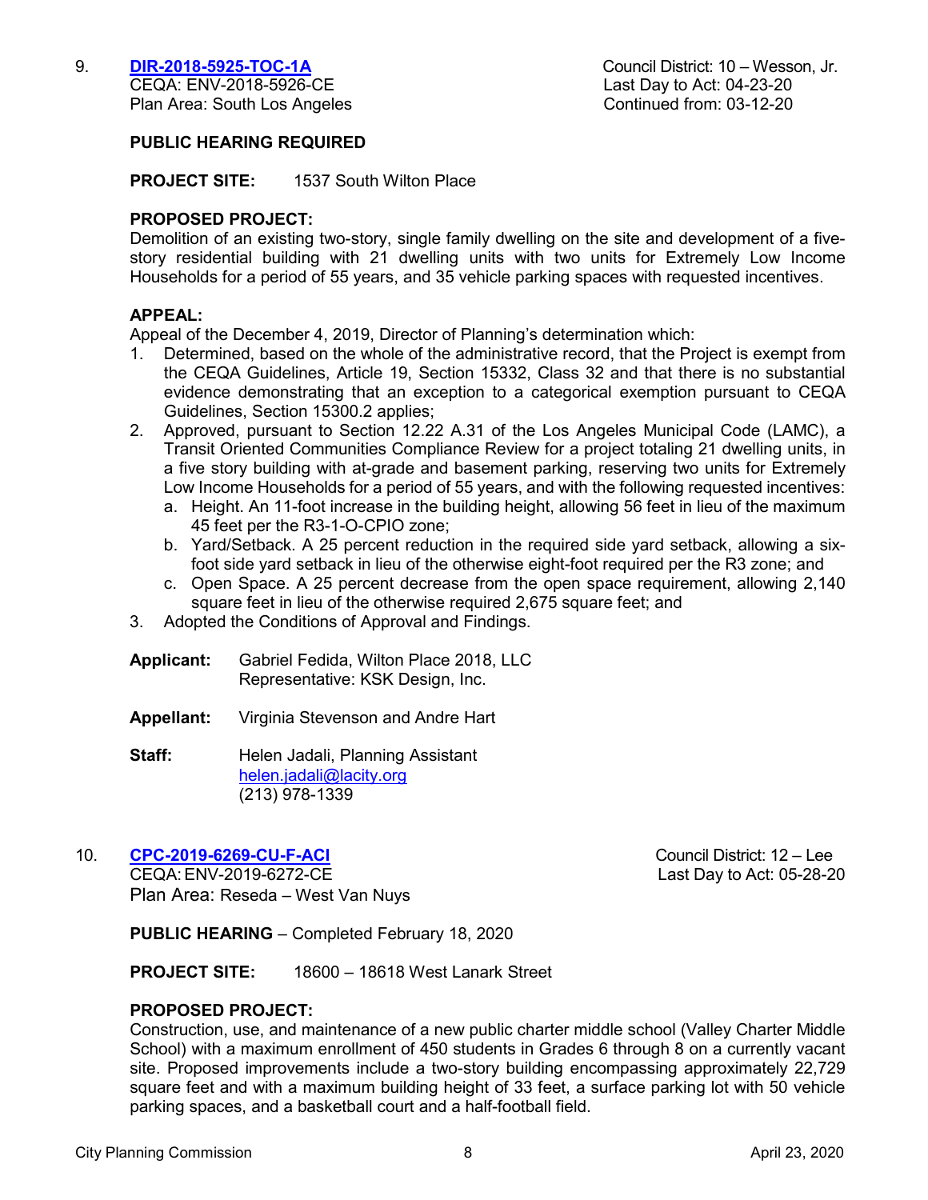9. **DIR-2018-5925-TOC-1A**
CEQA: ENV-2018-5926-CE
Plan Area: South Los Angeles

Council District: 10 – Wesson, Jr.
Last Day to Act: 04-23-20
Continued from: 03-12-20

**PUBLIC HEARING REQUIRED**

**PROJECT SITE:** 1537 South Wilton Place

**PROPOSED PROJECT:**
Demolition of an existing two-story, single family dwelling on the site and development of a five-story residential building with 21 dwelling units with two units for Extremely Low Income Households for a period of 55 years, and 35 vehicle parking spaces with requested incentives.

**APPEAL:**
Appeal of the December 4, 2019, Director of Planning's determination which:

1. Determined, based on the whole of the administrative record, that the Project is exempt from the CEQA Guidelines, Article 19, Section 15332, Class 32 and that there is no substantial evidence demonstrating that an exception to a categorical exemption pursuant to CEQA Guidelines, Section 15300.2 applies;
2. Approved, pursuant to Section 12.22 A.31 of the Los Angeles Municipal Code (LAMC), a Transit Oriented Communities Compliance Review for a project totaling 21 dwelling units, in a five story building with at-grade and basement parking, reserving two units for Extremely Low Income Households for a period of 55 years, and with the following requested incentives:
   a. Height. An 11-foot increase in the building height, allowing 56 feet in lieu of the maximum 45 feet per the R3-1-O-CPIO zone;
   b. Yard/Setback. A 25 percent reduction in the required side yard setback, allowing a six-foot side yard setback in lieu of the otherwise eight-foot required per the R3 zone; and
   c. Open Space. A 25 percent decrease from the open space requirement, allowing 2,140 square feet in lieu of the otherwise required 2,675 square feet; and
3. Adopted the Conditions of Approval and Findings.

**Applicant:** Gabriel Fedida, Wilton Place 2018, LLC
Representative: KSK Design, Inc.

**Appellant:** Virginia Stevenson and Andre Hart

**Staff:** Helen Jadali, Planning Assistant
helen.jadali@lacity.org
(213) 978-1339

10. **CPC-2019-6269-CU-F-ACI**
CEQA: ENV-2019-6272-CE
Plan Area: Reseda – West Van Nuys

Council District: 12 – Lee
Last Day to Act: 05-28-20

**PUBLIC HEARING** – Completed February 18, 2020

**PROJECT SITE:** 18600 – 18618 West Lanark Street

**PROPOSED PROJECT:**
Construction, use, and maintenance of a new public charter middle school (Valley Charter Middle School) with a maximum enrollment of 450 students in Grades 6 through 8 on a currently vacant site. Proposed improvements include a two-story building encompassing approximately 22,729 square feet and with a maximum building height of 33 feet, a surface parking lot with 50 vehicle parking spaces, and a basketball court and a half-football field.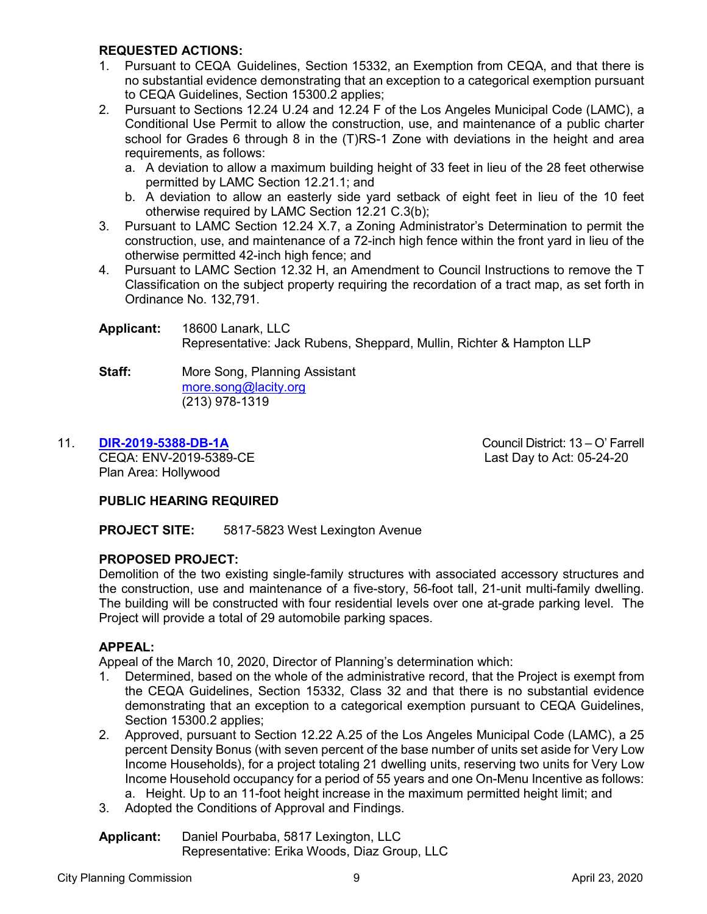**REQUESTED ACTIONS:**

1. Pursuant to CEQA Guidelines, Section 15332, an Exemption from CEQA, and that there is no substantial evidence demonstrating that an exception to a categorical exemption pursuant to CEQA Guidelines, Section 15300.2 applies;
2. Pursuant to Sections 12.24 U.24 and 12.24 F of the Los Angeles Municipal Code (LAMC), a Conditional Use Permit to allow the construction, use, and maintenance of a public charter school for Grades 6 through 8 in the (T)RS-1 Zone with deviations in the height and area requirements, as follows:
   a. A deviation to allow a maximum building height of 33 feet in lieu of the 28 feet otherwise permitted by LAMC Section 12.21.1; and
   b. A deviation to allow an easterly side yard setback of eight feet in lieu of the 10 feet otherwise required by LAMC Section 12.21 C.3(b);
3. Pursuant to LAMC Section 12.24 X.7, a Zoning Administrator's Determination to permit the construction, use, and maintenance of a 72-inch high fence within the front yard in lieu of the otherwise permitted 42-inch high fence; and
4. Pursuant to LAMC Section 12.32 H, an Amendment to Council Instructions to remove the T Classification on the subject property requiring the recordation of a tract map, as set forth in Ordinance No. 132,791.

**Applicant:** 18600 Lanark, LLC
Representative: Jack Rubens, Sheppard, Mullin, Richter & Hampton LLP

**Staff:** More Song, Planning Assistant
more.song@lacity.org
(213) 978-1319

11. **DIR-2019-5388-DB-1A** — Council District: 13 – O' Farrell
CEQA: ENV-2019-5389-CE — Last Day to Act: 05-24-20
Plan Area: Hollywood

**PUBLIC HEARING REQUIRED**

**PROJECT SITE:** 5817-5823 West Lexington Avenue

**PROPOSED PROJECT:**
Demolition of the two existing single-family structures with associated accessory structures and the construction, use and maintenance of a five-story, 56-foot tall, 21-unit multi-family dwelling. The building will be constructed with four residential levels over one at-grade parking level. The Project will provide a total of 29 automobile parking spaces.

**APPEAL:**
Appeal of the March 10, 2020, Director of Planning's determination which:

1. Determined, based on the whole of the administrative record, that the Project is exempt from the CEQA Guidelines, Section 15332, Class 32 and that there is no substantial evidence demonstrating that an exception to a categorical exemption pursuant to CEQA Guidelines, Section 15300.2 applies;
2. Approved, pursuant to Section 12.22 A.25 of the Los Angeles Municipal Code (LAMC), a 25 percent Density Bonus (with seven percent of the base number of units set aside for Very Low Income Households), for a project totaling 21 dwelling units, reserving two units for Very Low Income Household occupancy for a period of 55 years and one On-Menu Incentive as follows:
   a. Height. Up to an 11-foot height increase in the maximum permitted height limit; and
3. Adopted the Conditions of Approval and Findings.

**Applicant:** Daniel Pourbaba, 5817 Lexington, LLC
Representative: Erika Woods, Diaz Group, LLC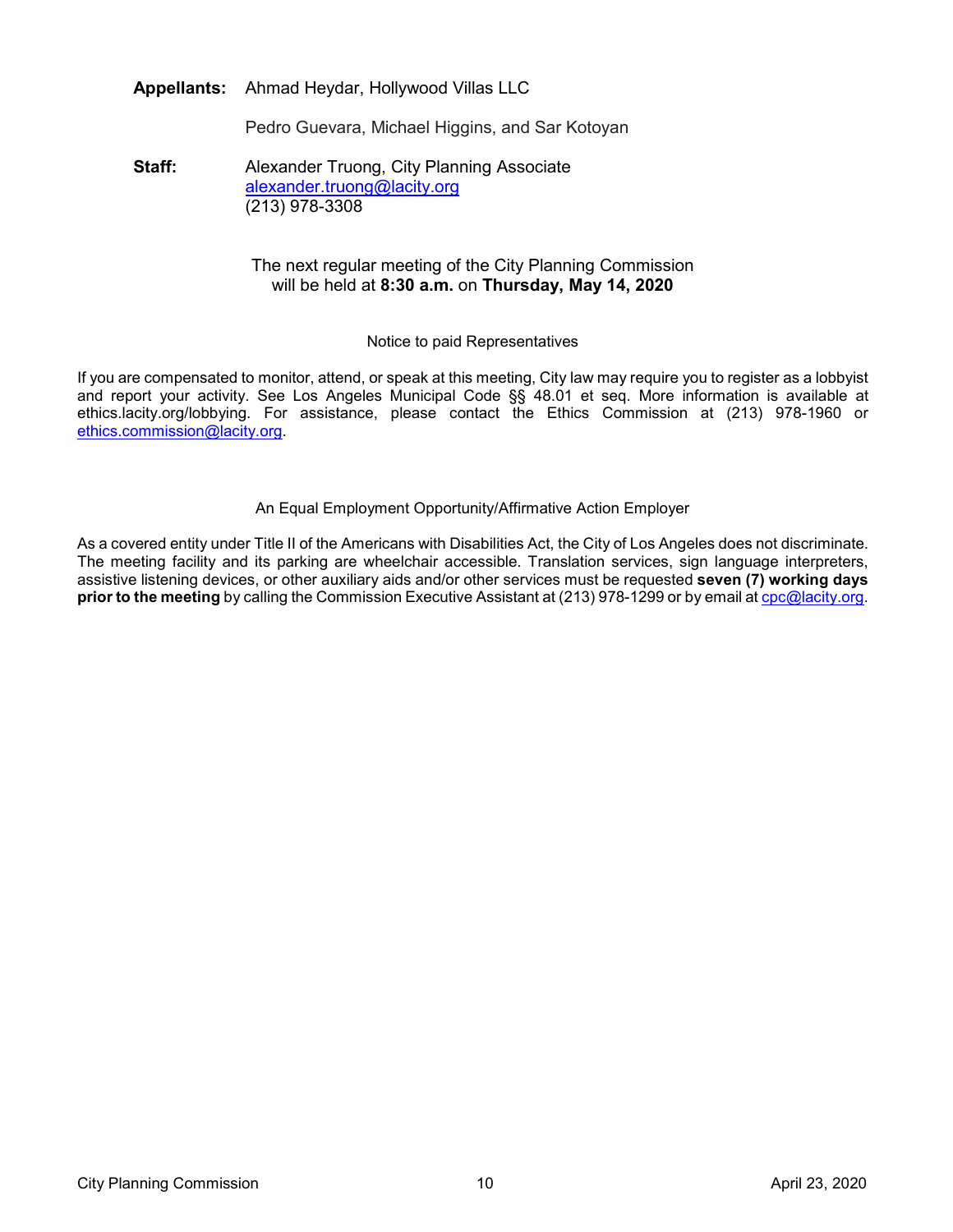**Appellants:** Ahmad Heydar, Hollywood Villas LLC

Pedro Guevara, Michael Higgins, and Sar Kotoyan

**Staff:** Alexander Truong, City Planning Associate
alexander.truong@lacity.org
(213) 978-3308

The next regular meeting of the City Planning Commission will be held at **8:30 a.m.** on **Thursday, May 14, 2020**

Notice to paid Representatives

If you are compensated to monitor, attend, or speak at this meeting, City law may require you to register as a lobbyist and report your activity. See Los Angeles Municipal Code §§ 48.01 et seq. More information is available at ethics.lacity.org/lobbying. For assistance, please contact the Ethics Commission at (213) 978-1960 or ethics.commission@lacity.org.

An Equal Employment Opportunity/Affirmative Action Employer

As a covered entity under Title II of the Americans with Disabilities Act, the City of Los Angeles does not discriminate. The meeting facility and its parking are wheelchair accessible. Translation services, sign language interpreters, assistive listening devices, or other auxiliary aids and/or other services must be requested **seven (7) working days prior to the meeting** by calling the Commission Executive Assistant at (213) 978-1299 or by email at cpc@lacity.org.